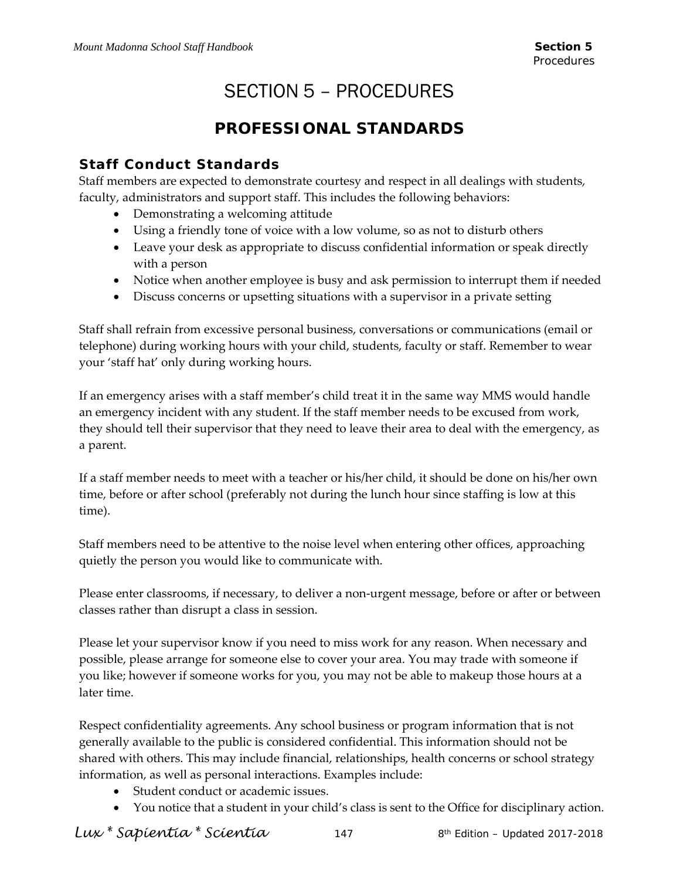# SECTION 5 – PROCEDURES

## PROFESSIONAL STANDARDS

### Staff Conduct Standards

Staff members are expected to demonstrate courtesy and respect in all dealings with students, faculty, administrators and support staff. This includes the following behaviors:

- Demonstrating a welcoming attitude
- Using a friendly tone of voice with a low volume, so as not to disturb others
- Leave your desk as appropriate to discuss confidential information or speak directly with a person
- Notice when another employee is busy and ask permission to interrupt them if needed
- Discuss concerns or upsetting situations with a supervisor in a private setting

Staff shall refrain from excessive personal business, conversations or communications (email or telephone) during working hours with your child, students, faculty or staff. Remember to wear your 'staff hat' only during working hours.

If an emergency arises with a staff member's child treat it in the same way MMS would handle an emergency incident with any student. If the staff member needs to be excused from work, they should tell their supervisor that they need to leave their area to deal with the emergency, as a parent.

If a staff member needs to meet with a teacher or his/her child, it should be done on his/her own time, before or after school (preferably not during the lunch hour since staffing is low at this time).

Staff members need to be attentive to the noise level when entering other offices, approaching quietly the person you would like to communicate with.

Please enter classrooms, if necessary, to deliver a non-urgent message, before or after or between classes rather than disrupt a class in session.

Please let your supervisor know if you need to miss work for any reason. When necessary and possible, please arrange for someone else to cover your area. You may trade with someone if you like; however if someone works for you, you may not be able to makeup those hours at a later time.

Respect confidentiality agreements. Any school business or program information that is not generally available to the public is considered confidential. This information should not be shared with others. This may include financial, relationships, health concerns or school strategy information, as well as personal interactions. Examples include:

- Student conduct or academic issues.
- You notice that a student in your child's class is sent to the Office for disciplinary action.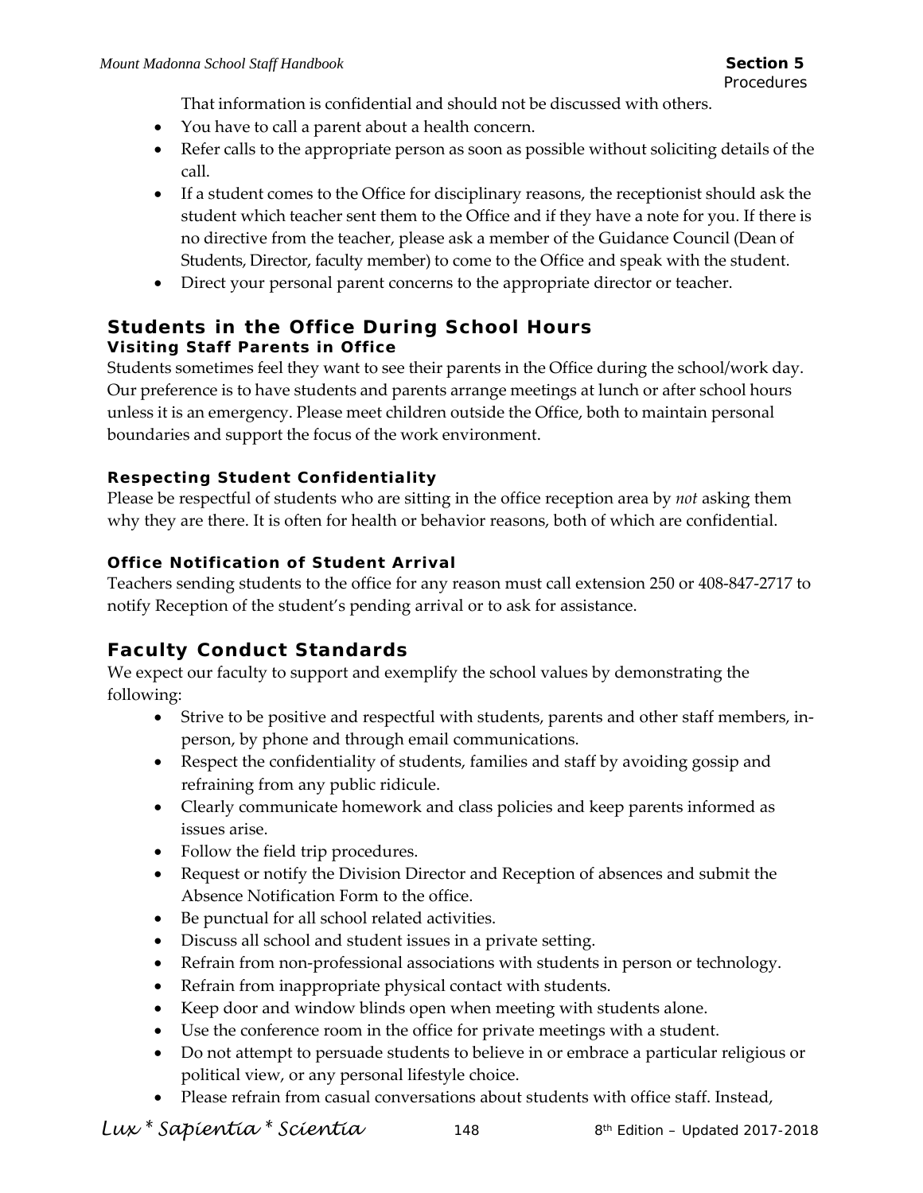That information is confidential and should not be discussed with others.

- You have to call a parent about a health concern.
- Refer calls to the appropriate person as soon as possible without soliciting details of the call.
- If a student comes to the Office for disciplinary reasons, the receptionist should ask the student which teacher sent them to the Office and if they have a note for you. If there is no directive from the teacher, please ask a member of the Guidance Council (Dean of Students, Director, faculty member) to come to the Office and speak with the student.
- Direct your personal parent concerns to the appropriate director or teacher.

## Students in the Office During School Hours

### Visiting Staff Parents in Office

Students sometimes feel they want to see their parents in the Office during the school/work day. Our preference is to have students and parents arrange meetings at lunch or after school hours unless it is an emergency. Please meet children outside the Office, both to maintain personal boundaries and support the focus of the work environment.

### Respecting Student Confidentiality

Please be respectful of students who are sitting in the office reception area by *not* asking them why they are there. It is often for health or behavior reasons, both of which are confidential.

### Office Notification of Student Arrival

Teachers sending students to the office for any reason must call extension 250 or 408-847-2717 to notify Reception of the student's pending arrival or to ask for assistance.

## Faculty Conduct Standards

We expect our faculty to support and exemplify the school values by demonstrating the following:

- Strive to be positive and respectful with students, parents and other staff members, in-person, by phone and through email communications.
- Respect the confidentiality of students, families and staff by avoiding gossip and refraining from any public ridicule.
- Clearly communicate homework and class policies and keep parents informed as issues arise.
- Follow the field trip procedures.
- Request or notify the Division Director and Reception of absences and submit the Absence Notification Form to the office.
- Be punctual for all school related activities.
- Discuss all school and student issues in a private setting.
- Refrain from non-professional associations with students in person or technology.
- Refrain from inappropriate physical contact with students.
- Keep door and window blinds open when meeting with students alone.
- Use the conference room in the office for private meetings with a student.
- Do not attempt to persuade students to believe in or embrace a particular religious or political view, or any personal lifestyle choice.
- Please refrain from casual conversations about students with office staff. Instead,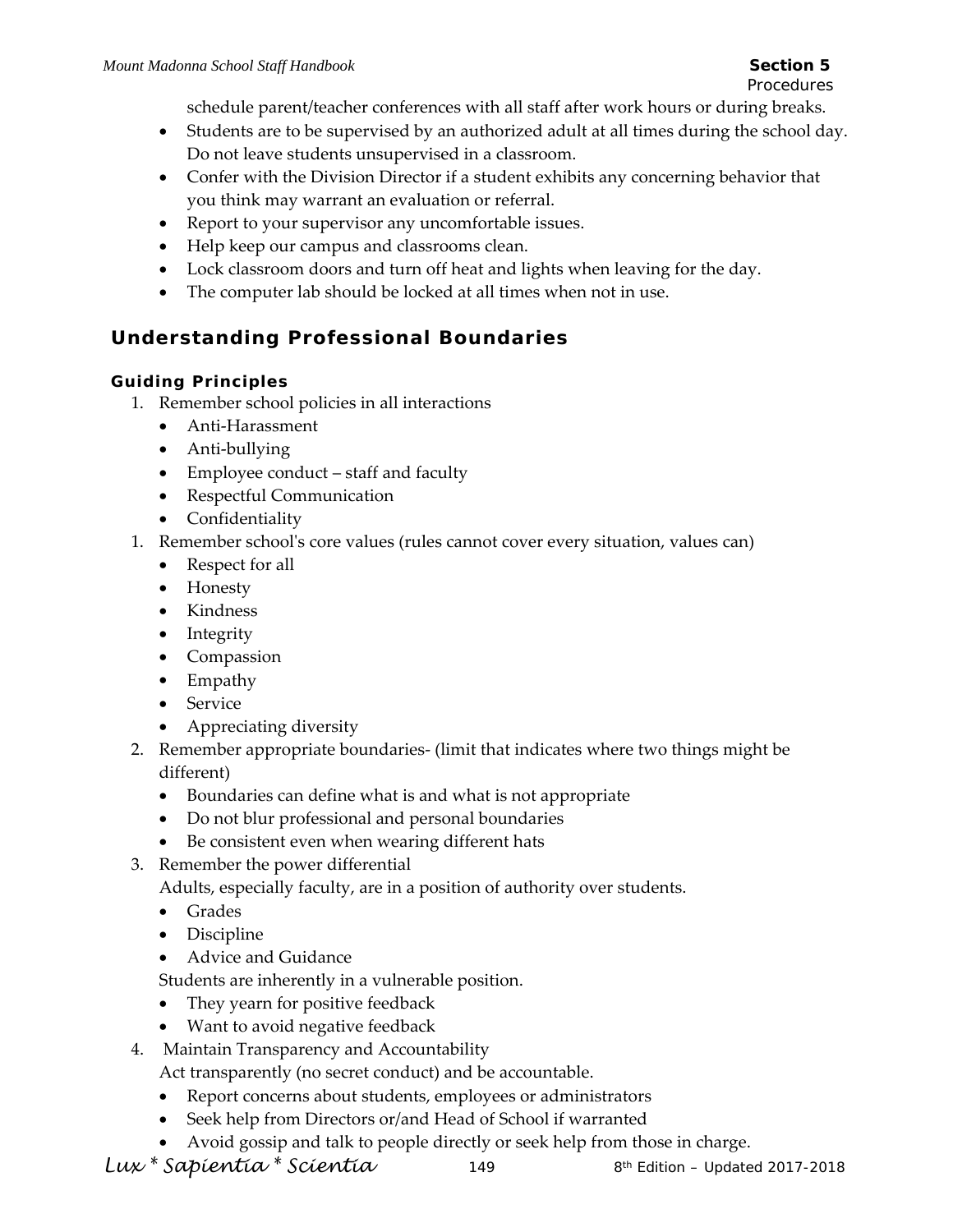schedule parent/teacher conferences with all staff after work hours or during breaks.

- Students are to be supervised by an authorized adult at all times during the school day. Do not leave students unsupervised in a classroom.
- Confer with the Division Director if a student exhibits any concerning behavior that you think may warrant an evaluation or referral.
- Report to your supervisor any uncomfortable issues.
- Help keep our campus and classrooms clean.
- Lock classroom doors and turn off heat and lights when leaving for the day.
- The computer lab should be locked at all times when not in use.

## Understanding Professional Boundaries

### Guiding Principles

1. Remember school policies in all interactions
   - Anti-Harassment
   - Anti-bullying
   - Employee conduct – staff and faculty
   - Respectful Communication
   - Confidentiality
1. Remember school's core values (rules cannot cover every situation, values can)
   - Respect for all
   - Honesty
   - Kindness
   - Integrity
   - Compassion
   - Empathy
   - Service
   - Appreciating diversity
2. Remember appropriate boundaries- (limit that indicates where two things might be different)
   - Boundaries can define what is and what is not appropriate
   - Do not blur professional and personal boundaries
   - Be consistent even when wearing different hats
3. Remember the power differential

   Adults, especially faculty, are in a position of authority over students.
   - Grades
   - Discipline
   - Advice and Guidance

   Students are inherently in a vulnerable position.
   - They yearn for positive feedback
   - Want to avoid negative feedback
4. Maintain Transparency and Accountability

   Act transparently (no secret conduct) and be accountable.
   - Report concerns about students, employees or administrators
   - Seek help from Directors or/and Head of School if warranted
   - Avoid gossip and talk to people directly or seek help from those in charge.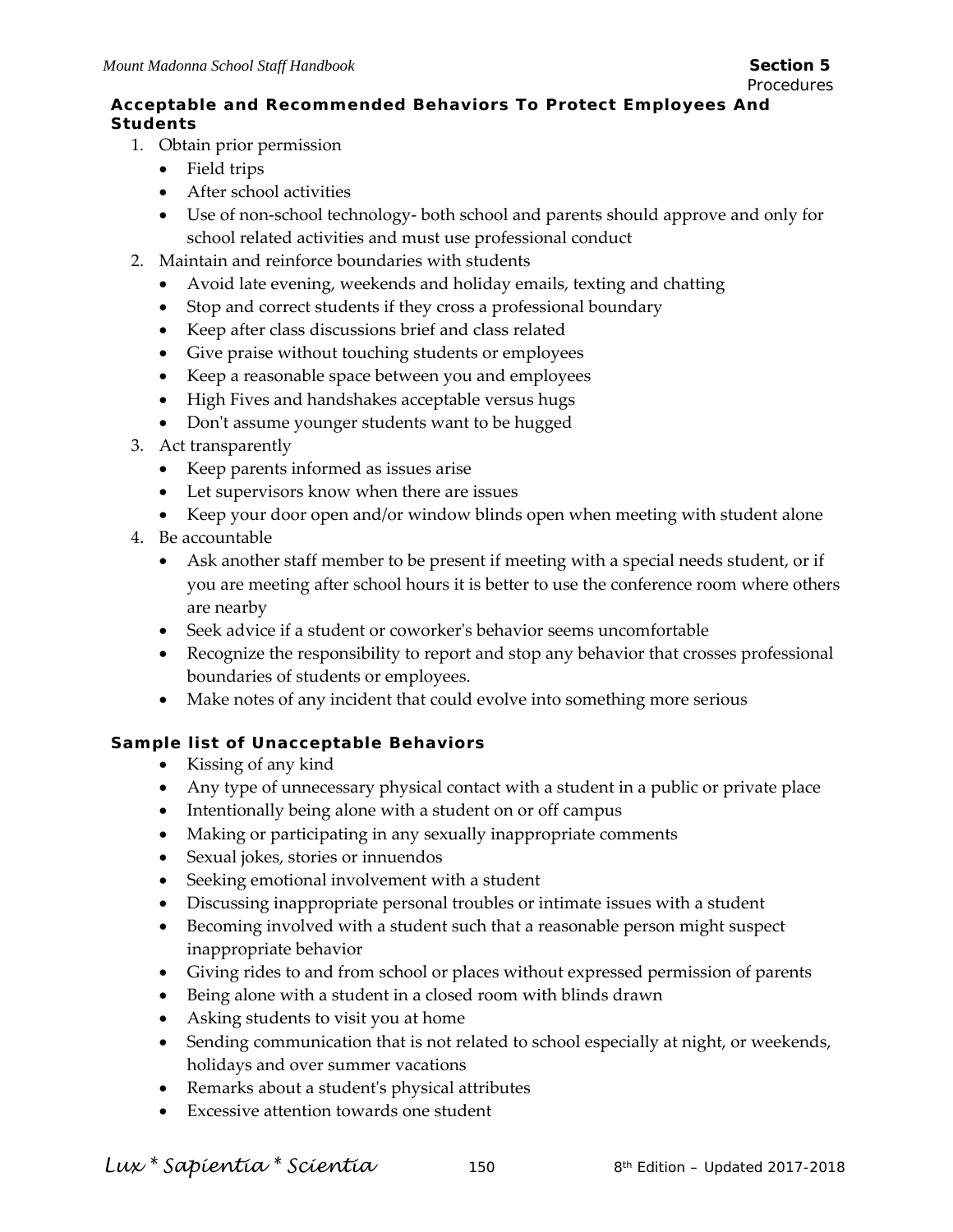### Acceptable and Recommended Behaviors To Protect Employees And Students

1. Obtain prior permission
   - Field trips
   - After school activities
   - Use of non-school technology- both school and parents should approve and only for school related activities and must use professional conduct
2. Maintain and reinforce boundaries with students
   - Avoid late evening, weekends and holiday emails, texting and chatting
   - Stop and correct students if they cross a professional boundary
   - Keep after class discussions brief and class related
   - Give praise without touching students or employees
   - Keep a reasonable space between you and employees
   - High Fives and handshakes acceptable versus hugs
   - Don't assume younger students want to be hugged
3. Act transparently
   - Keep parents informed as issues arise
   - Let supervisors know when there are issues
   - Keep your door open and/or window blinds open when meeting with student alone
4. Be accountable
   - Ask another staff member to be present if meeting with a special needs student, or if you are meeting after school hours it is better to use the conference room where others are nearby
   - Seek advice if a student or coworker's behavior seems uncomfortable
   - Recognize the responsibility to report and stop any behavior that crosses professional boundaries of students or employees.
   - Make notes of any incident that could evolve into something more serious

### Sample list of Unacceptable Behaviors

- Kissing of any kind
- Any type of unnecessary physical contact with a student in a public or private place
- Intentionally being alone with a student on or off campus
- Making or participating in any sexually inappropriate comments
- Sexual jokes, stories or innuendos
- Seeking emotional involvement with a student
- Discussing inappropriate personal troubles or intimate issues with a student
- Becoming involved with a student such that a reasonable person might suspect inappropriate behavior
- Giving rides to and from school or places without expressed permission of parents
- Being alone with a student in a closed room with blinds drawn
- Asking students to visit you at home
- Sending communication that is not related to school especially at night, or weekends, holidays and over summer vacations
- Remarks about a student's physical attributes
- Excessive attention towards one student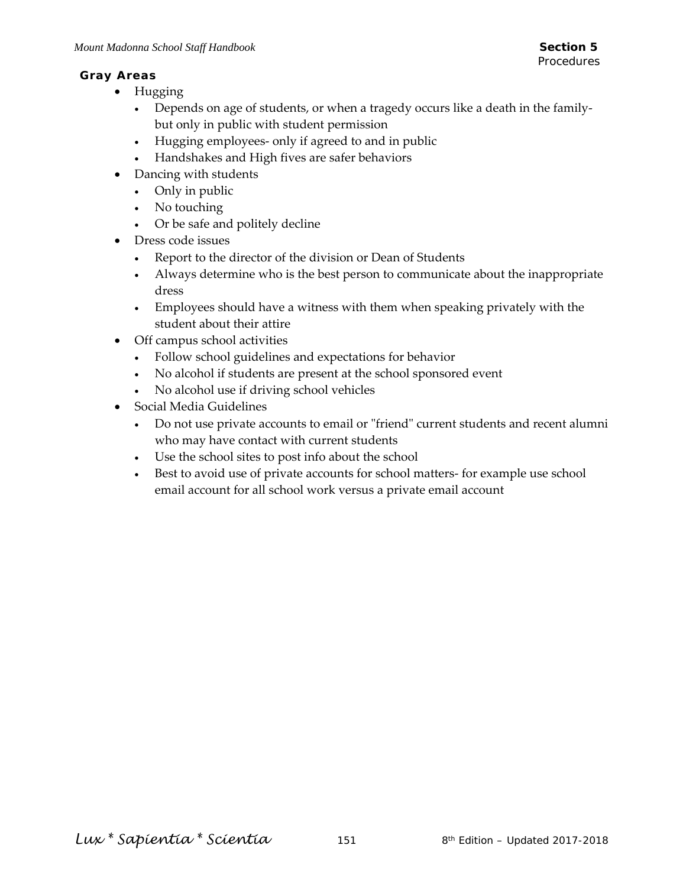**Gray Areas**

- Hugging
  - Depends on age of students, or when a tragedy occurs like a death in the family- but only in public with student permission
  - Hugging employees- only if agreed to and in public
  - Handshakes and High fives are safer behaviors
- Dancing with students
  - Only in public
  - No touching
  - Or be safe and politely decline
- Dress code issues
  - Report to the director of the division or Dean of Students
  - Always determine who is the best person to communicate about the inappropriate dress
  - Employees should have a witness with them when speaking privately with the student about their attire
- Off campus school activities
  - Follow school guidelines and expectations for behavior
  - No alcohol if students are present at the school sponsored event
  - No alcohol use if driving school vehicles
- Social Media Guidelines
  - Do not use private accounts to email or "friend" current students and recent alumni who may have contact with current students
  - Use the school sites to post info about the school
  - Best to avoid use of private accounts for school matters- for example use school email account for all school work versus a private email account